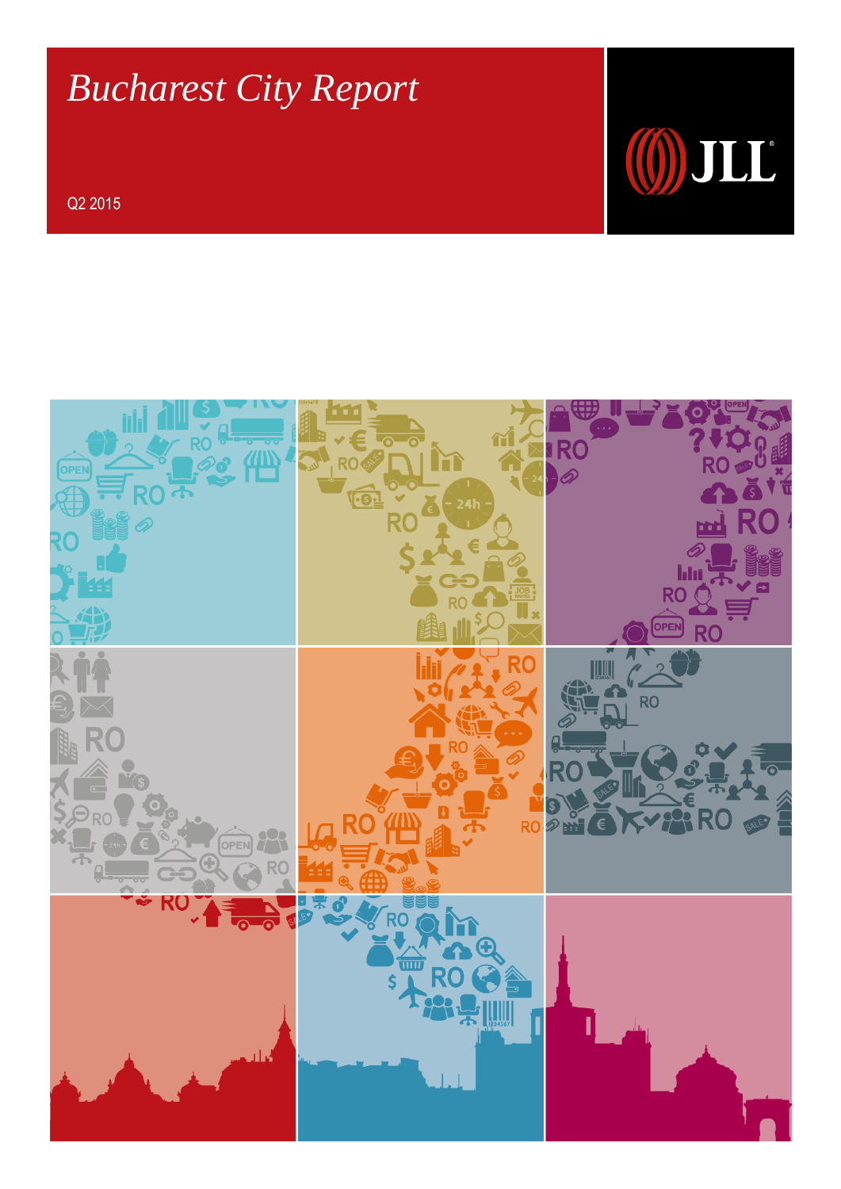# *Bucharest City Report*

Q2 2015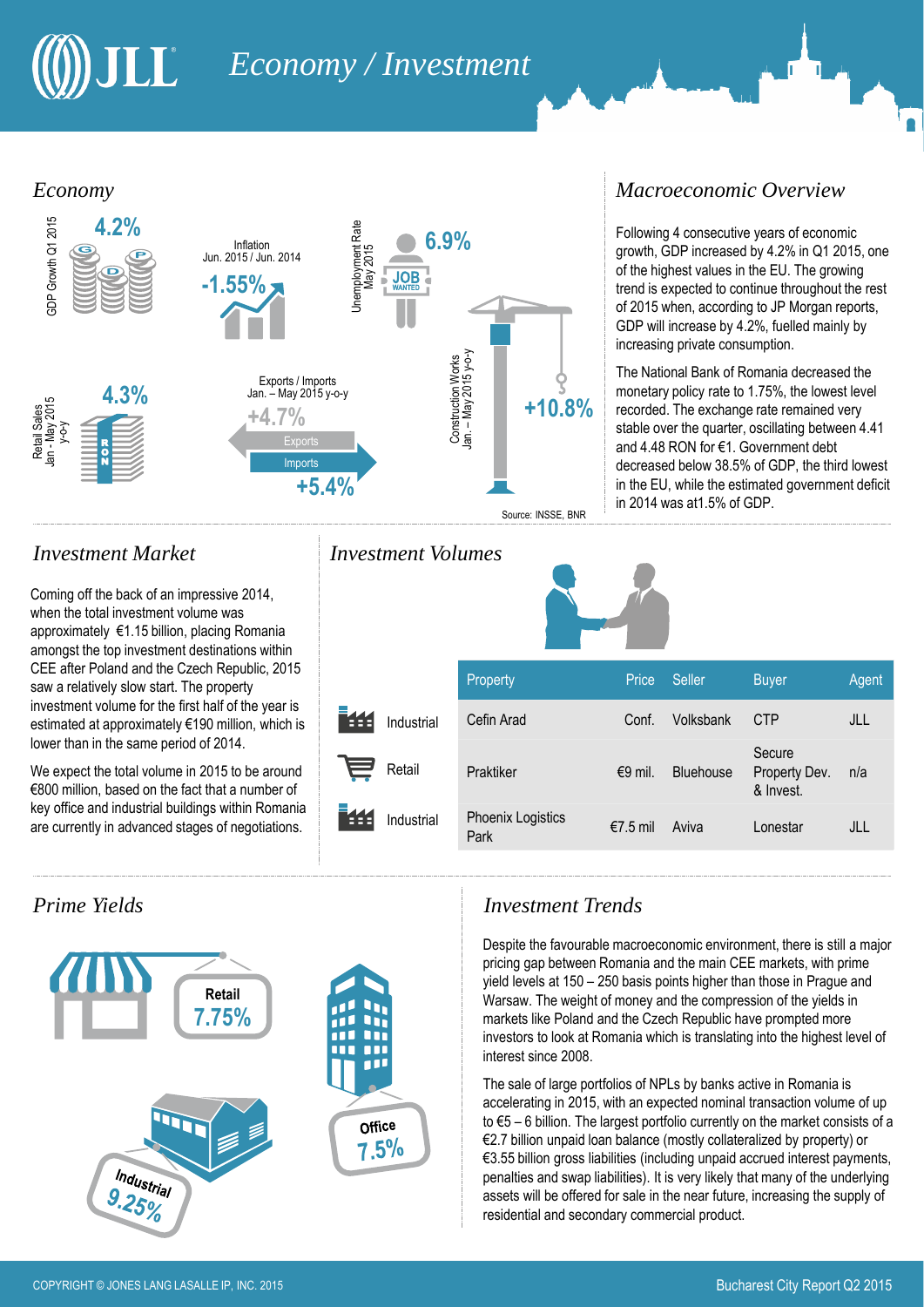# Economy / Investment

## Economy

GDP Growth Q1 2015: **4.2%**

Inflation Jun. 2015 / Jun. 2014: **-1.55%**

Unemployment Rate May 2015: **6.9%**

Retail Sales Jan - May 2015 y-o-y: **4.3%**

Exports / Imports Jan. – May 2015 y-o-y: Exports **+4.7%**, Imports **+5.4%**

Construction Works Jan. – May 2015 y-o-y: **+10.8%**

Source: INSSE, BNR

## Macroeconomic Overview

Following 4 consecutive years of economic growth, GDP increased by 4.2% in Q1 2015, one of the highest values in the EU. The growing trend is expected to continue throughout the rest of 2015 when, according to JP Morgan reports, GDP will increase by 4.2%, fuelled mainly by increasing private consumption.

The National Bank of Romania decreased the monetary policy rate to 1.75%, the lowest level recorded. The exchange rate remained very stable over the quarter, oscillating between 4.41 and 4.48 RON for €1. Government debt decreased below 38.5% of GDP, the third lowest in the EU, while the estimated government deficit in 2014 was at1.5% of GDP.

## Investment Market

Coming off the back of an impressive 2014, when the total investment volume was approximately €1.15 billion, placing Romania amongst the top investment destinations within CEE after Poland and the Czech Republic, 2015 saw a relatively slow start. The property investment volume for the first half of the year is estimated at approximately €190 million, which is lower than in the same period of 2014.

We expect the total volume in 2015 to be around €800 million, based on the fact that a number of key office and industrial buildings within Romania are currently in advanced stages of negotiations.

## Investment Volumes

| | Property | Price | Seller | Buyer | Agent |
|---|---|---|---|---|---|
| Industrial | Cefin Arad | Conf. | Volksbank | CTP | JLL |
| Retail | Praktiker | €9 mil. | Bluehouse | Secure Property Dev. & Invest. | n/a |
| Industrial | Phoenix Logistics Park | €7.5 mil | Aviva | Lonestar | JLL |

## Prime Yields

- Retail: 7.75%
- Office: 7.5%
- Industrial: 9.25%

## Investment Trends

Despite the favourable macroeconomic environment, there is still a major pricing gap between Romania and the main CEE markets, with prime yield levels at 150 – 250 basis points higher than those in Prague and Warsaw. The weight of money and the compression of the yields in markets like Poland and the Czech Republic have prompted more investors to look at Romania which is translating into the highest level of interest since 2008.

The sale of large portfolios of NPLs by banks active in Romania is accelerating in 2015, with an expected nominal transaction volume of up to €5 – 6 billion. The largest portfolio currently on the market consists of a €2.7 billion unpaid loan balance (mostly collateralized by property) or €3.55 billion gross liabilities (including unpaid accrued interest payments, penalties and swap liabilities). It is very likely that many of the underlying assets will be offered for sale in the near future, increasing the supply of residential and secondary commercial product.

COPYRIGHT © JONES LANG LASALLE IP, INC. 2015

Bucharest City Report Q2 2015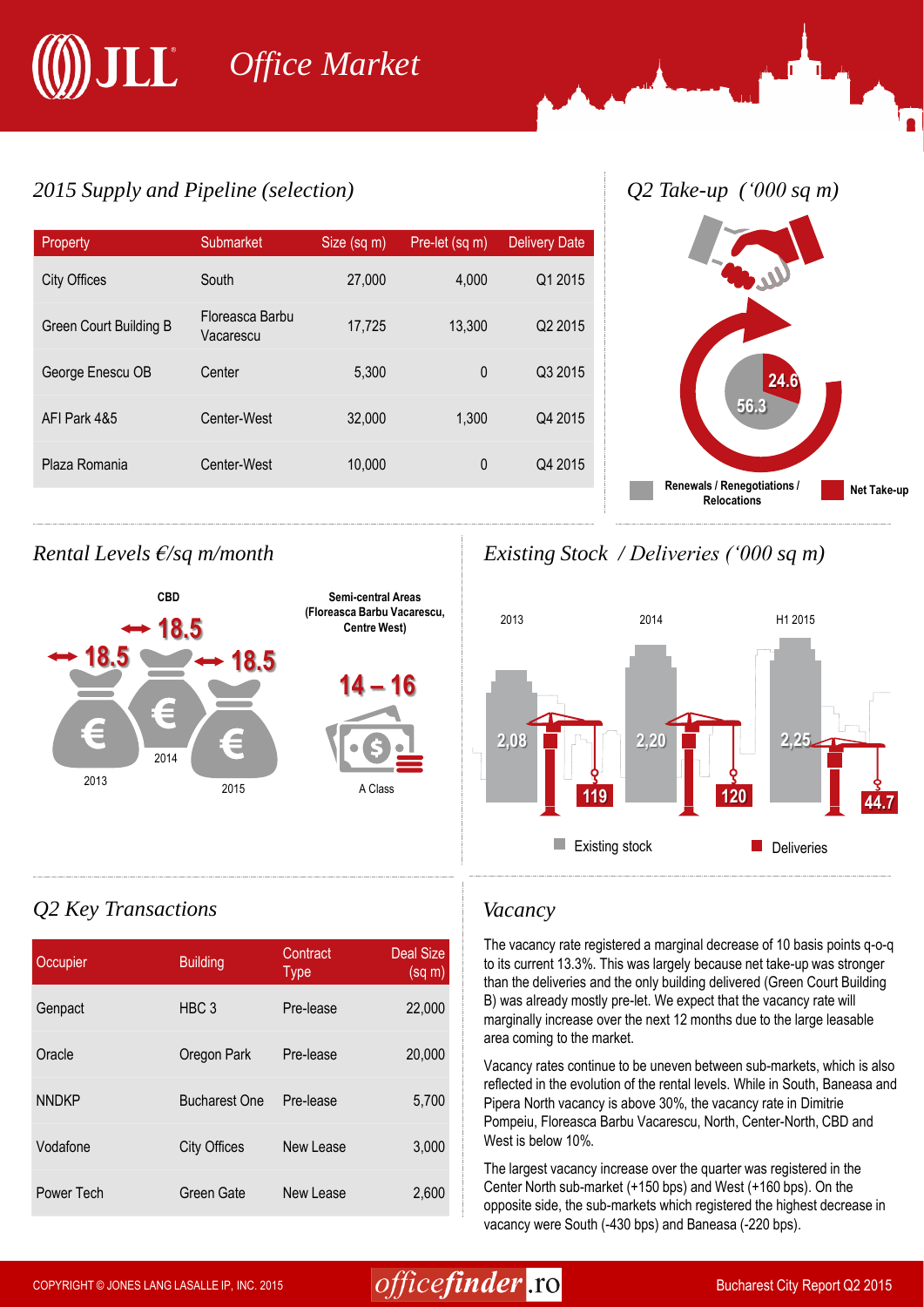# Office Market

## 2015 Supply and Pipeline (selection)

| Property | Submarket | Size (sq m) | Pre-let (sq m) | Delivery Date |
|---|---|---|---|---|
| City Offices | South | 27,000 | 4,000 | Q1 2015 |
| Green Court Building B | Floreasca Barbu Vacarescu | 17,725 | 13,300 | Q2 2015 |
| George Enescu OB | Center | 5,300 | 0 | Q3 2015 |
| AFI Park 4&5 | Center-West | 32,000 | 1,300 | Q4 2015 |
| Plaza Romania | Center-West | 10,000 | 0 | Q4 2015 |

## Q2 Take-up ('000 sq m)

| Renewals / Renegotiations / Relocations | Net Take-up |
|---|---|
| 56.3 | 24.6 |

## Rental Levels €/sq m/month

**CBD**

| 2013 | 2014 | 2015 |
|---|---|---|
| 18.5 | 18.5 | 18.5 |

**Semi-central Areas (Floreasca Barbu Vacarescu, Centre West)**

14 – 16 (A Class)

## Existing Stock / Deliveries ('000 sq m)

| | 2013 | 2014 | H1 2015 |
|---|---|---|---|
| Existing stock | 2,08 | 2,20 | 2,25 |
| Deliveries | 119 | 120 | 44.7 |

## Q2 Key Transactions

| Occupier | Building | Contract Type | Deal Size (sq m) |
|---|---|---|---|
| Genpact | HBC 3 | Pre-lease | 22,000 |
| Oracle | Oregon Park | Pre-lease | 20,000 |
| NNDKP | Bucharest One | Pre-lease | 5,700 |
| Vodafone | City Offices | New Lease | 3,000 |
| Power Tech | Green Gate | New Lease | 2,600 |

## Vacancy

The vacancy rate registered a marginal decrease of 10 basis points q-o-q to its current 13.3%. This was largely because net take-up was stronger than the deliveries and the only building delivered (Green Court Building B) was already mostly pre-let. We expect that the vacancy rate will marginally increase over the next 12 months due to the large leasable area coming to the market.

Vacancy rates continue to be uneven between sub-markets, which is also reflected in the evolution of the rental levels. While in South, Baneasa and Pipera North vacancy is above 30%, the vacancy rate in Dimitrie Pompeiu, Floreasca Barbu Vacarescu, North, Center-North, CBD and West is below 10%.

The largest vacancy increase over the quarter was registered in the Center North sub-market (+150 bps) and West (+160 bps). On the opposite side, the sub-markets which registered the highest decrease in vacancy were South (-430 bps) and Baneasa (-220 bps).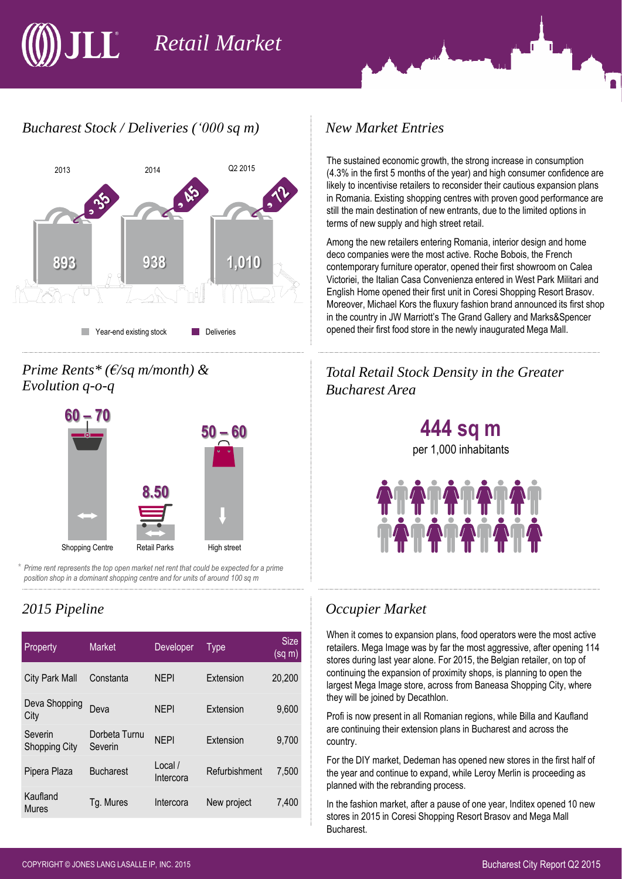# Retail Market

## Bucharest Stock / Deliveries ('000 sq m)

| | 2013 | 2014 | Q2 2015 |
|---|---|---|---|
| Year-end existing stock | 893 | 938 | 1,010 |
| Deliveries | 35 | 45 | 72 |

## Prime Rents* (€/sq m/month) & Evolution q-o-q

| Shopping Centre | Retail Parks | High street |
|---|---|---|
| 60 – 70 | 8.50 | 50 – 60 |

\* *Prime rent represents the top open market net rent that could be expected for a prime position shop in a dominant shopping centre and for units of around 100 sq m*

## 2015 Pipeline

| Property | Market | Developer | Type | Size (sq m) |
|---|---|---|---|---|
| City Park Mall | Constanta | NEPI | Extension | 20,200 |
| Deva Shopping City | Deva | NEPI | Extension | 9,600 |
| Severin Shopping City | Dorbeta Turnu Severin | NEPI | Extension | 9,700 |
| Pipera Plaza | Bucharest | Local / Intercora | Refurbishment | 7,500 |
| Kaufland Mures | Tg. Mures | Intercora | New project | 7,400 |

## New Market Entries

The sustained economic growth, the strong increase in consumption (4.3% in the first 5 months of the year) and high consumer confidence are likely to incentivise retailers to reconsider their cautious expansion plans in Romania. Existing shopping centres with proven good performance are still the main destination of new entrants, due to the limited options in terms of new supply and high street retail.

Among the new retailers entering Romania, interior design and home deco companies were the most active. Roche Bobois, the French contemporary furniture operator, opened their first showroom on Calea Victoriei, the Italian Casa Convenienza entered in West Park Militari and English Home opened their first unit in Coresi Shopping Resort Brasov. Moreover, Michael Kors the fluxury fashion brand announced its first shop in the country in JW Marriott's The Grand Gallery and Marks&Spencer opened their first food store in the newly inaugurated Mega Mall.

## Total Retail Stock Density in the Greater Bucharest Area

**444 sq m**
per 1,000 inhabitants

## Occupier Market

When it comes to expansion plans, food operators were the most active retailers. Mega Image was by far the most aggressive, after opening 114 stores during last year alone. For 2015, the Belgian retailer, on top of continuing the expansion of proximity shops, is planning to open the largest Mega Image store, across from Baneasa Shopping City, where they will be joined by Decathlon.

Profi is now present in all Romanian regions, while Billa and Kaufland are continuing their extension plans in Bucharest and across the country.

For the DIY market, Dedeman has opened new stores in the first half of the year and continue to expand, while Leroy Merlin is proceeding as planned with the rebranding process.

In the fashion market, after a pause of one year, Inditex opened 10 new stores in 2015 in Coresi Shopping Resort Brasov and Mega Mall Bucharest.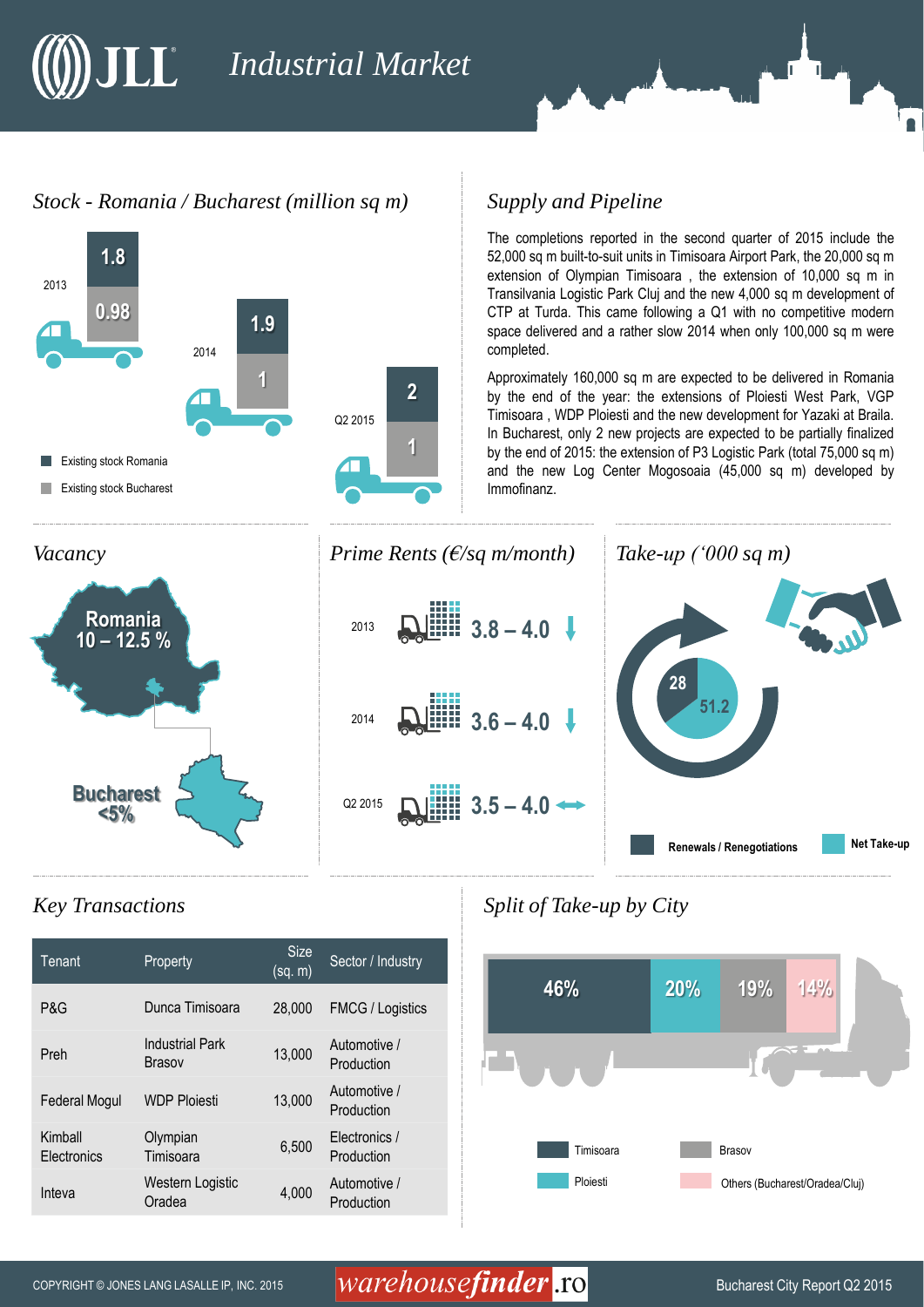# Industrial Market

## Stock - Romania / Bucharest (million sq m)

| Period | Existing stock Romania | Existing stock Bucharest |
|---|---|---|
| 2013 | 1.8 | 0.98 |
| 2014 | 1.9 | 1 |
| Q2 2015 | 2 | 1 |

## Supply and Pipeline

The completions reported in the second quarter of 2015 include the 52,000 sq m built-to-suit units in Timisoara Airport Park, the 20,000 sq m extension of Olympian Timisoara , the extension of 10,000 sq m in Transilvania Logistic Park Cluj and the new 4,000 sq m development of CTP at Turda. This came following a Q1 with no competitive modern space delivered and a rather slow 2014 when only 100,000 sq m were completed.

Approximately 160,000 sq m are expected to be delivered in Romania by the end of the year: the extensions of Ploiesti West Park, VGP Timisoara , WDP Ploiesti and the new development for Yazaki at Braila. In Bucharest, only 2 new projects are expected to be partially finalized by the end of 2015: the extension of P3 Logistic Park (total 75,000 sq m) and the new Log Center Mogosoaia (45,000 sq m) developed by Immofinanz.

## Vacancy

- Romania: 10 – 12.5 %
- Bucharest: <5%

## Prime Rents (€/sq m/month)

| Period | Rent | Trend |
|---|---|---|
| 2013 | 3.8 – 4.0 | ↓ |
| 2014 | 3.6 – 4.0 | ↓ |
| Q2 2015 | 3.5 – 4.0 | ↔ |

## Take-up ('000 sq m)

- Renewals / Renegotiations: 28
- Net Take-up: 51.2

## Key Transactions

| Tenant | Property | Size (sq. m) | Sector / Industry |
|---|---|---|---|
| P&G | Dunca Timisoara | 28,000 | FMCG / Logistics |
| Preh | Industrial Park Brasov | 13,000 | Automotive / Production |
| Federal Mogul | WDP Ploiesti | 13,000 | Automotive / Production |
| Kimball Electronics | Olympian Timisoara | 6,500 | Electronics / Production |
| Inteva | Western Logistic Oradea | 4,000 | Automotive / Production |

## Split of Take-up by City

| City | Share |
|---|---|
| Timisoara | 46% |
| Ploiesti | 20% |
| Brasov | 19% |
| Others (Bucharest/Oradea/Cluj) | 14% |

COPYRIGHT © JONES LANG LASALLE IP, INC. 2015

warehousefinder.ro

Bucharest City Report Q2 2015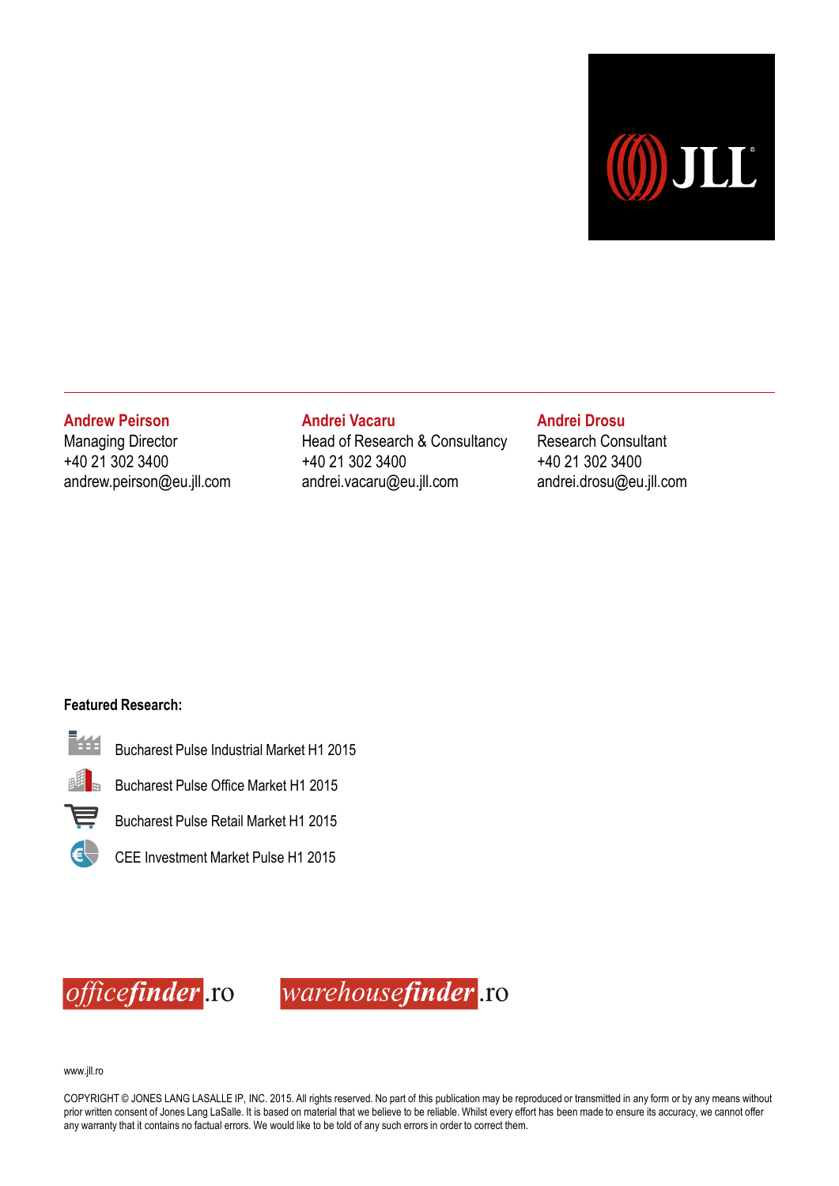**Andrew Peirson**
Managing Director
+40 21 302 3400
andrew.peirson@eu.jll.com

**Andrei Vacaru**
Head of Research & Consultancy
+40 21 302 3400
andrei.vacaru@eu.jll.com

**Andrei Drosu**
Research Consultant
+40 21 302 3400
andrei.drosu@eu.jll.com

**Featured Research:**

- Bucharest Pulse Industrial Market H1 2015
- Bucharest Pulse Office Market H1 2015
- Bucharest Pulse Retail Market H1 2015
- CEE Investment Market Pulse H1 2015

officefinder.ro    warehousefinder.ro

www.jll.ro

COPYRIGHT © JONES LANG LASALLE IP, INC. 2015. All rights reserved. No part of this publication may be reproduced or transmitted in any form or by any means without prior written consent of Jones Lang LaSalle. It is based on material that we believe to be reliable. Whilst every effort has been made to ensure its accuracy, we cannot offer any warranty that it contains no factual errors. We would like to be told of any such errors in order to correct them.